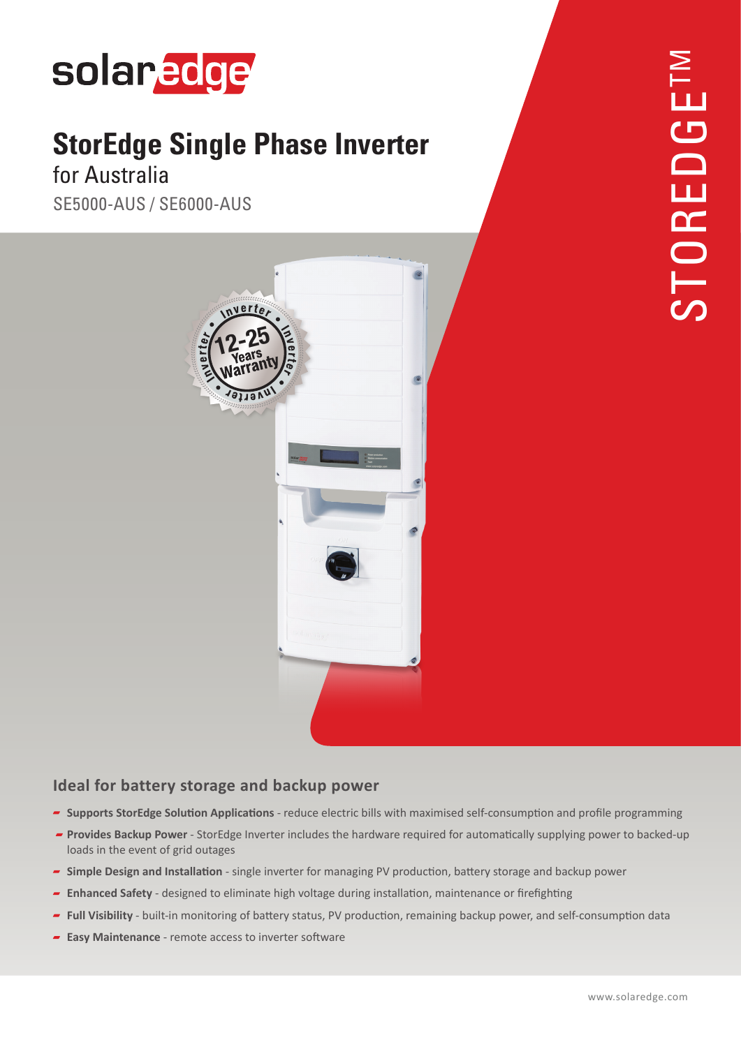solaredge

# StorEdge Single Phase Inverter

for Australia

SE5000-AUS / SE6000-AUS

STOREDGE™

Inverter 12-25 Years Warranty

## Ideal for battery storage and backup power

- **Supports StorEdge Solution Applications** - reduce electric bills with maximised self-consumption and profile programming
- **Provides Backup Power** - StorEdge Inverter includes the hardware required for automatically supplying power to backed-up loads in the event of grid outages
- **Simple Design and Installation** - single inverter for managing PV production, battery storage and backup power
- **Enhanced Safety** - designed to eliminate high voltage during installation, maintenance or firefighting
- **Full Visibility** - built-in monitoring of battery status, PV production, remaining backup power, and self-consumption data
- **Easy Maintenance** - remote access to inverter software

www.solaredge.com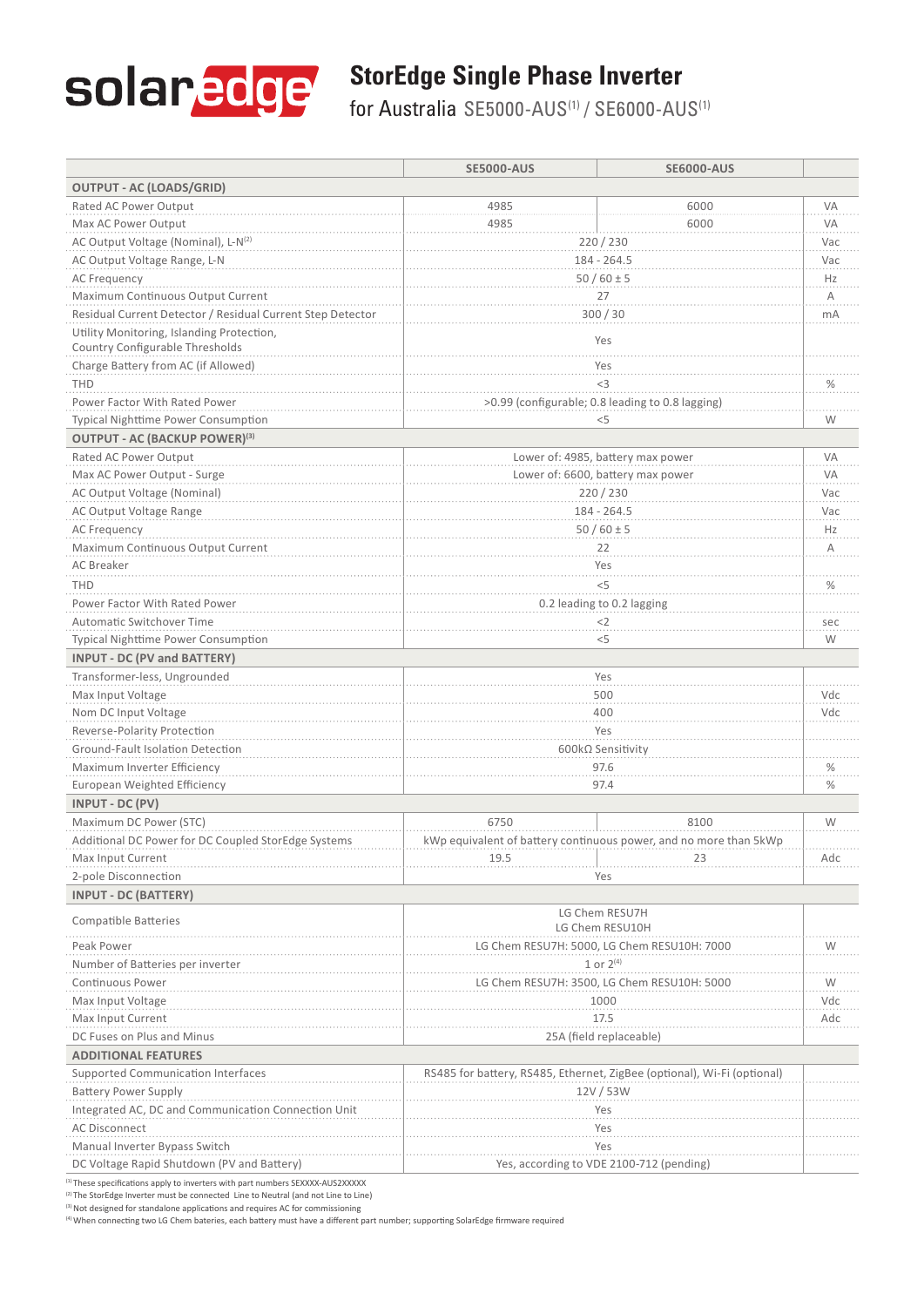# StorEdge Single Phase Inverter

## for Australia SE5000-AUS[1] / SE6000-AUS[1]

| | SE5000-AUS | SE6000-AUS | |
|---|---|---|---|
| **OUTPUT - AC (LOADS/GRID)** | | | |
| Rated AC Power Output | 4985 | 6000 | VA |
| Max AC Power Output | 4985 | 6000 | VA |
| AC Output Voltage (Nominal), L-N[2] | 220 / 230 | | Vac |
| AC Output Voltage Range, L-N | 184 - 264.5 | | Vac |
| AC Frequency | 50 / 60 ± 5 | | Hz |
| Maximum Continuous Output Current | 27 | | A |
| Residual Current Detector / Residual Current Step Detector | 300 / 30 | | mA |
| Utility Monitoring, Islanding Protection, Country Configurable Thresholds | Yes | | |
| Charge Battery from AC (if Allowed) | Yes | | |
| THD | <3 | | % |
| Power Factor With Rated Power | >0.99 (configurable; 0.8 leading to 0.8 lagging) | | |
| Typical Nighttime Power Consumption | <5 | | W |
| **OUTPUT - AC (BACKUP POWER)[3]** | | | |
| Rated AC Power Output | Lower of: 4985, battery max power | | VA |
| Max AC Power Output - Surge | Lower of: 6600, battery max power | | VA |
| AC Output Voltage (Nominal) | 220 / 230 | | Vac |
| AC Output Voltage Range | 184 - 264.5 | | Vac |
| AC Frequency | 50 / 60 ± 5 | | Hz |
| Maximum Continuous Output Current | 22 | | A |
| AC Breaker | Yes | | |
| THD | <5 | | % |
| Power Factor With Rated Power | 0.2 leading to 0.2 lagging | | |
| Automatic Switchover Time | <2 | | sec |
| Typical Nighttime Power Consumption | <5 | | W |
| **INPUT - DC (PV and BATTERY)** | | | |
| Transformer-less, Ungrounded | Yes | | |
| Max Input Voltage | 500 | | Vdc |
| Nom DC Input Voltage | 400 | | Vdc |
| Reverse-Polarity Protection | Yes | | |
| Ground-Fault Isolation Detection | 600kΩ Sensitivity | | |
| Maximum Inverter Efficiency | 97.6 | | % |
| European Weighted Efficiency | 97.4 | | % |
| **INPUT - DC (PV)** | | | |
| Maximum DC Power (STC) | 6750 | 8100 | W |
| Additional DC Power for DC Coupled StorEdge Systems | kWp equivalent of battery continuous power, and no more than 5kWp | | |
| Max Input Current | 19.5 | 23 | Adc |
| 2-pole Disconnection | Yes | | |
| **INPUT - DC (BATTERY)** | | | |
| Compatible Batteries | LG Chem RESU7H<br>LG Chem RESU10H | | |
| Peak Power | LG Chem RESU7H: 5000, LG Chem RESU10H: 7000 | | W |
| Number of Batteries per inverter | 1 or 2[4] | | |
| Continuous Power | LG Chem RESU7H: 3500, LG Chem RESU10H: 5000 | | W |
| Max Input Voltage | 1000 | | Vdc |
| Max Input Current | 17.5 | | Adc |
| DC Fuses on Plus and Minus | 25A (field replaceable) | | |
| **ADDITIONAL FEATURES** | | | |
| Supported Communication Interfaces | RS485 for battery, RS485, Ethernet, ZigBee (optional), Wi-Fi (optional) | | |
| Battery Power Supply | 12V / 53W | | |
| Integrated AC, DC and Communication Connection Unit | Yes | | |
| AC Disconnect | Yes | | |
| Manual Inverter Bypass Switch | Yes | | |
| DC Voltage Rapid Shutdown (PV and Battery) | Yes, according to VDE 2100-712 (pending) | | |

[1] These specifications apply to inverters with part numbers SEXXXX-AUS2XXXXX
[2] The StorEdge Inverter must be connected Line to Neutral (and not Line to Line)
[3] Not designed for standalone applications and requires AC for commissioning
[4] When connecting two LG Chem bateries, each battery must have a different part number; supporting SolarEdge firmware required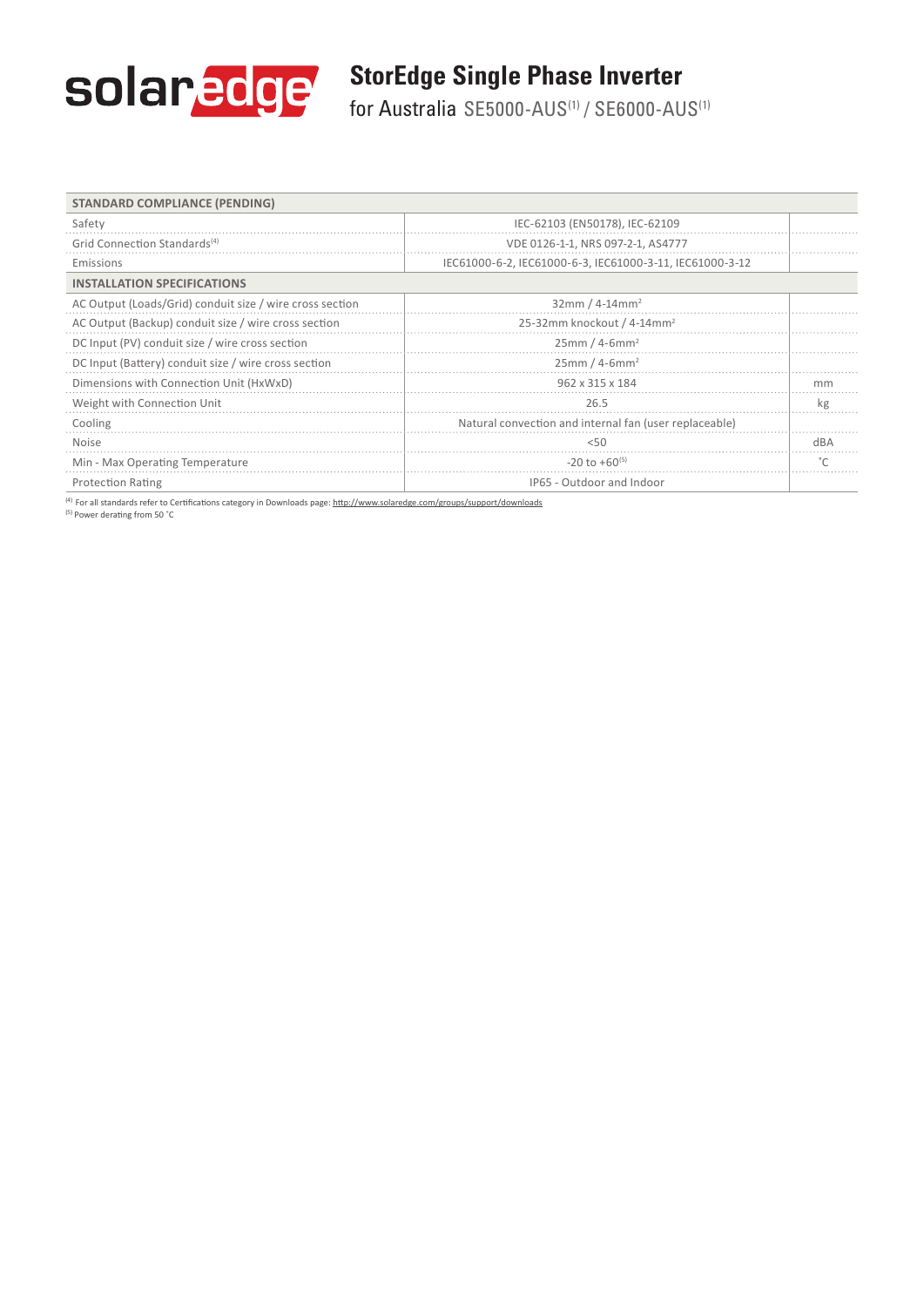# StorEdge Single Phase Inverter

for Australia SE5000-AUS[1] / SE6000-AUS[1]

| STANDARD COMPLIANCE (PENDING) | | |
|---|---|---|
| Safety | IEC-62103 (EN50178), IEC-62109 | |
| Grid Connection Standards[4] | VDE 0126-1-1, NRS 097-2-1, AS4777 | |
| Emissions | IEC61000-6-2, IEC61000-6-3, IEC61000-3-11, IEC61000-3-12 | |
| **INSTALLATION SPECIFICATIONS** | | |
| AC Output (Loads/Grid) conduit size / wire cross section | 32mm / 4-14mm$^2$ | |
| AC Output (Backup) conduit size / wire cross section | 25-32mm knockout / 4-14mm$^2$ | |
| DC Input (PV) conduit size / wire cross section | 25mm / 4-6mm$^2$ | |
| DC Input (Battery) conduit size / wire cross section | 25mm / 4-6mm$^2$ | |
| Dimensions with Connection Unit (HxWxD) | 962 x 315 x 184 | mm |
| Weight with Connection Unit | 26.5 | kg |
| Cooling | Natural convection and internal fan (user replaceable) | |
| Noise | <50 | dBA |
| Min - Max Operating Temperature | -20 to +60[5] | ˚C |
| Protection Rating | IP65 - Outdoor and Indoor | |

[4] For all standards refer to Certifications category in Downloads page: http://www.solaredge.com/groups/support/downloads

[5] Power derating from 50 ˚C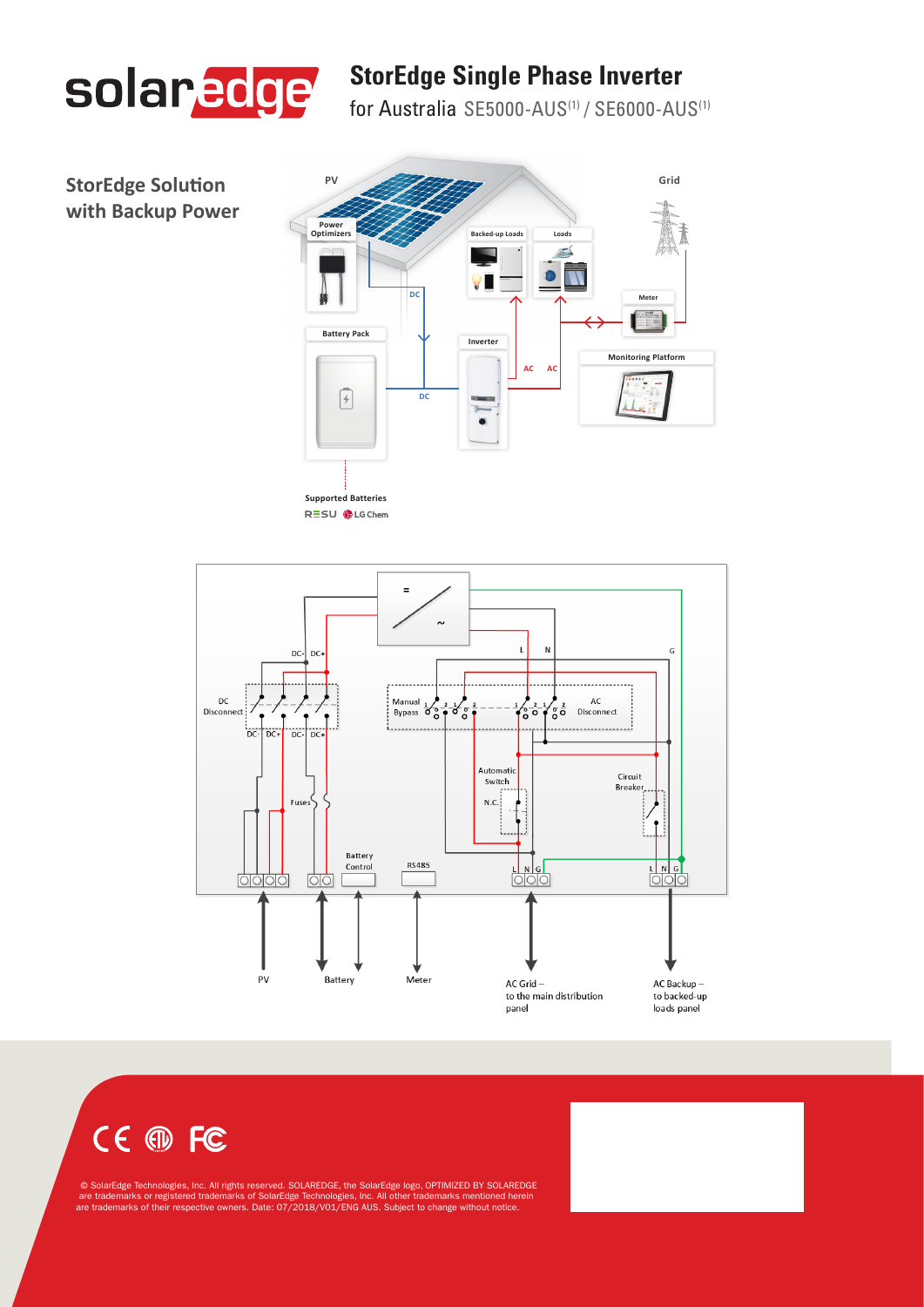# StorEdge Single Phase Inverter

for Australia SE5000-AUS(1) / SE6000-AUS(1)

## StorEdge Solution with Backup Power

PV

Grid

Power Optimizers

Backed-up Loads

Loads

DC

Meter

Battery Pack

Inverter

AC AC

Monitoring Platform

DC

Supported Batteries

RESU LG Chem

DC- DC+

L N G

DC Disconnect

DC- DC+ DC- DC+

Manual Bypass

AC Disconnect

Automatic Switch

N.C.

Circuit Breaker

Fuses

Battery Control

RS485

L N G

L N G

PV

Battery

Meter

AC Grid – to the main distribution panel

AC Backup – to backed-up loads panel

© SolarEdge Technologies, Inc. All rights reserved. SOLAREDGE, the SolarEdge logo, OPTIMIZED BY SOLAREDGE are trademarks or registered trademarks of SolarEdge Technologies, Inc. All other trademarks mentioned herein are trademarks of their respective owners. Date: 07/2018/V01/ENG AUS. Subject to change without notice.